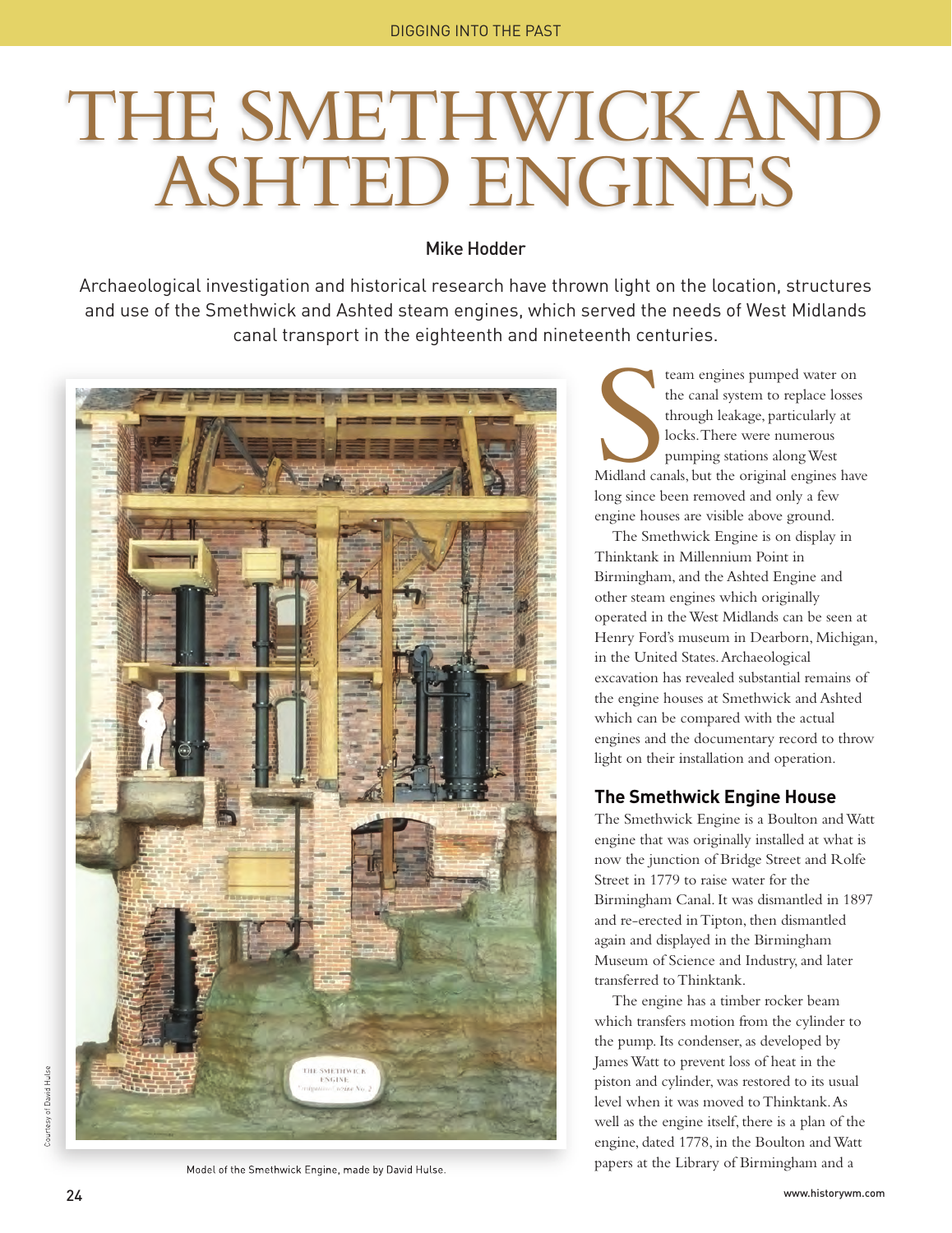# THE SMETHWICK AND ASHTED ENGINES

**Mike Hodder**

Archaeological investigation and historical research have thrown light on the location, structures and use of the Smethwick and Ashted steam engines, which served the needs of West Midlands canal transport in the eighteenth and nineteenth centuries.

Model of the Smethwick Engine, made by David Hulse.

Courtesy of David Hulse

Steam engines pumped water on the canal system to replace losses through leakage, particularly at locks. There were numerous pumping stations along West Midland canals, but the original engines have long since been removed and only a few engine houses are visible above ground.

The Smethwick Engine is on display in Thinktank in Millennium Point in Birmingham, and the Ashted Engine and other steam engines which originally operated in the West Midlands can be seen at Henry Ford's museum in Dearborn, Michigan, in the United States. Archaeological excavation has revealed substantial remains of the engine houses at Smethwick and Ashted which can be compared with the actual engines and the documentary record to throw light on their installation and operation.

## The Smethwick Engine House

The Smethwick Engine is a Boulton and Watt engine that was originally installed at what is now the junction of Bridge Street and Rolfe Street in 1779 to raise water for the Birmingham Canal. It was dismantled in 1897 and re-erected in Tipton, then dismantled again and displayed in the Birmingham Museum of Science and Industry, and later transferred to Thinktank.

The engine has a timber rocker beam which transfers motion from the cylinder to the pump. Its condenser, as developed by James Watt to prevent loss of heat in the piston and cylinder, was restored to its usual level when it was moved to Thinktank. As well as the engine itself, there is a plan of the engine, dated 1778, in the Boulton and Watt papers at the Library of Birmingham and a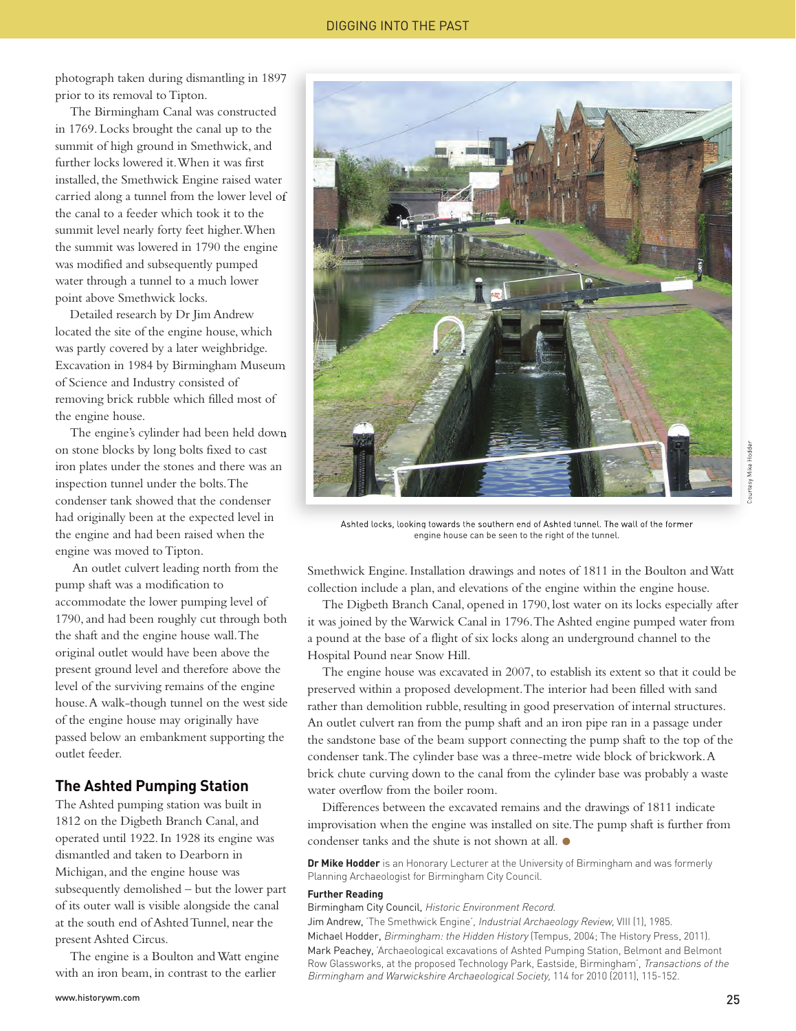photograph taken during dismantling in 1897 prior to its removal to Tipton.

The Birmingham Canal was constructed in 1769. Locks brought the canal up to the summit of high ground in Smethwick, and further locks lowered it. When it was first installed, the Smethwick Engine raised water carried along a tunnel from the lower level of the canal to a feeder which took it to the summit level nearly forty feet higher. When the summit was lowered in 1790 the engine was modified and subsequently pumped water through a tunnel to a much lower point above Smethwick locks.

Detailed research by Dr Jim Andrew located the site of the engine house, which was partly covered by a later weighbridge. Excavation in 1984 by Birmingham Museum of Science and Industry consisted of removing brick rubble which filled most of the engine house.

The engine's cylinder had been held down on stone blocks by long bolts fixed to cast iron plates under the stones and there was an inspection tunnel under the bolts. The condenser tank showed that the condenser had originally been at the expected level in the engine and had been raised when the engine was moved to Tipton.

An outlet culvert leading north from the pump shaft was a modification to accommodate the lower pumping level of 1790, and had been roughly cut through both the shaft and the engine house wall. The original outlet would have been above the present ground level and therefore above the level of the surviving remains of the engine house. A walk-though tunnel on the west side of the engine house may originally have passed below an embankment supporting the outlet feeder.

## The Ashted Pumping Station

The Ashted pumping station was built in 1812 on the Digbeth Branch Canal, and operated until 1922. In 1928 its engine was dismantled and taken to Dearborn in Michigan, and the engine house was subsequently demolished – but the lower part of its outer wall is visible alongside the canal at the south end of Ashted Tunnel, near the present Ashted Circus.

The engine is a Boulton and Watt engine with an iron beam, in contrast to the earlier Smethwick Engine. Installation drawings and notes of 1811 in the Boulton and Watt collection include a plan, and elevations of the engine within the engine house.

Ashted locks, looking towards the southern end of Ashted tunnel. The wall of the former engine house can be seen to the right of the tunnel.

Courtesy Mike Hodder

The Digbeth Branch Canal, opened in 1790, lost water on its locks especially after it was joined by the Warwick Canal in 1796. The Ashted engine pumped water from a pound at the base of a flight of six locks along an underground channel to the Hospital Pound near Snow Hill.

The engine house was excavated in 2007, to establish its extent so that it could be preserved within a proposed development. The interior had been filled with sand rather than demolition rubble, resulting in good preservation of internal structures. An outlet culvert ran from the pump shaft and an iron pipe ran in a passage under the sandstone base of the beam support connecting the pump shaft to the top of the condenser tank. The cylinder base was a three-metre wide block of brickwork. A brick chute curving down to the canal from the cylinder base was probably a waste water overflow from the boiler room.

Differences between the excavated remains and the drawings of 1811 indicate improvisation when the engine was installed on site. The pump shaft is further from condenser tanks and the shute is not shown at all. ●

**Dr Mike Hodder** is an Honorary Lecturer at the University of Birmingham and was formerly Planning Archaeologist for Birmingham City Council.

**Further Reading**

Birmingham City Council, *Historic Environment Record*.

Jim Andrew, 'The Smethwick Engine', *Industrial Archaeology Review*, VIII (1), 1985.

Michael Hodder, *Birmingham: the Hidden History* (Tempus, 2004; The History Press, 2011).

Mark Peachey, 'Archaeological excavations of Ashted Pumping Station, Belmont and Belmont Row Glassworks, at the proposed Technology Park, Eastside, Birmingham', *Transactions of the Birmingham and Warwickshire Archaeological Society*, 114 for 2010 (2011), 115-152.